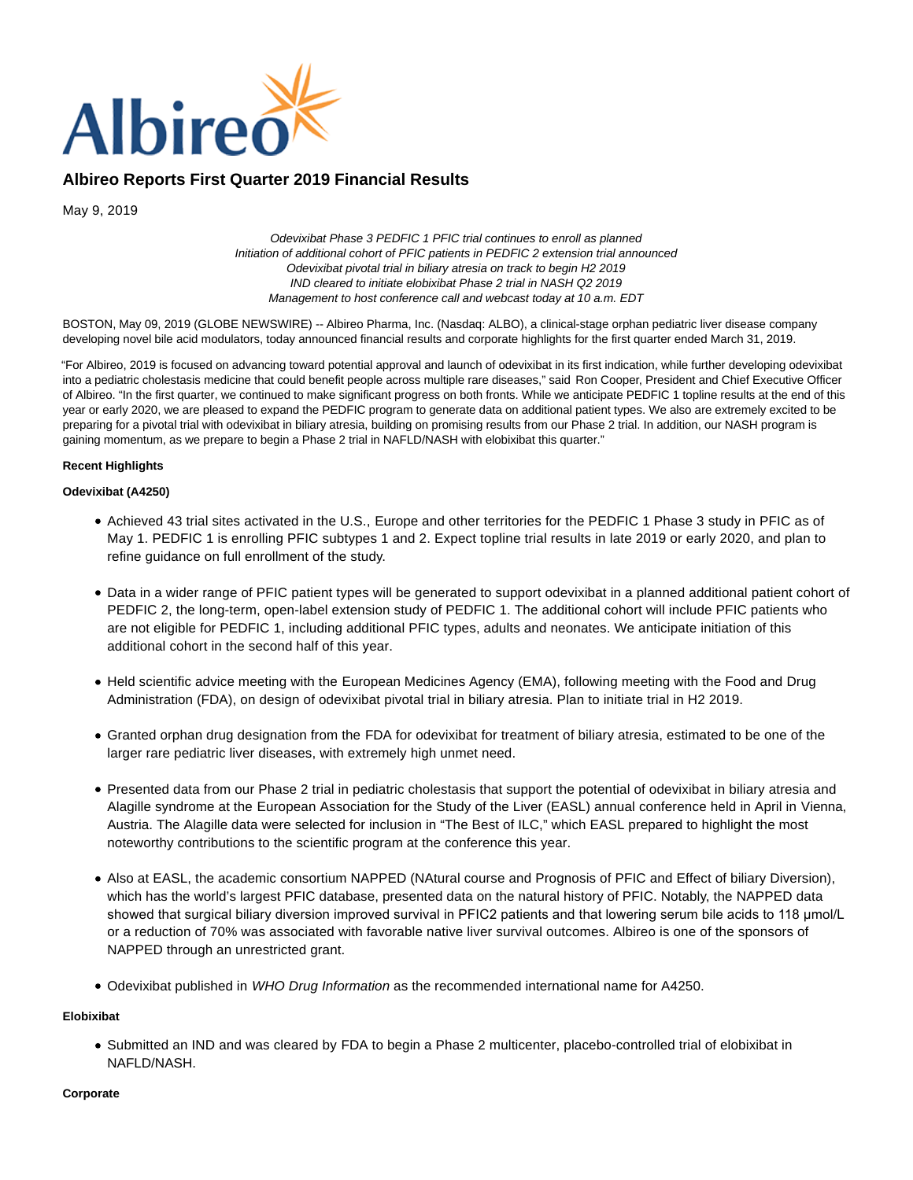Albireo

# Albireo Reports First Quarter 2019 Financial Results

May 9, 2019

*Odevixibat Phase 3 PEDFIC 1 PFIC trial continues to enroll as planned*
*Initiation of additional cohort of PFIC patients in PEDFIC 2 extension trial announced*
*Odevixibat pivotal trial in biliary atresia on track to begin H2 2019*
*IND cleared to initiate elobixibat Phase 2 trial in NASH Q2 2019*
*Management to host conference call and webcast today at 10 a.m. EDT*

BOSTON, May 09, 2019 (GLOBE NEWSWIRE) -- Albireo Pharma, Inc. (Nasdaq: ALBO), a clinical-stage orphan pediatric liver disease company developing novel bile acid modulators, today announced financial results and corporate highlights for the first quarter ended March 31, 2019.

"For Albireo, 2019 is focused on advancing toward potential approval and launch of odevixibat in its first indication, while further developing odevixibat into a pediatric cholestasis medicine that could benefit people across multiple rare diseases," said Ron Cooper, President and Chief Executive Officer of Albireo. "In the first quarter, we continued to make significant progress on both fronts. While we anticipate PEDFIC 1 topline results at the end of this year or early 2020, we are pleased to expand the PEDFIC program to generate data on additional patient types. We also are extremely excited to be preparing for a pivotal trial with odevixibat in biliary atresia, building on promising results from our Phase 2 trial. In addition, our NASH program is gaining momentum, as we prepare to begin a Phase 2 trial in NAFLD/NASH with elobixibat this quarter."

**Recent Highlights**

**Odevixibat (A4250)**

- Achieved 43 trial sites activated in the U.S., Europe and other territories for the PEDFIC 1 Phase 3 study in PFIC as of May 1. PEDFIC 1 is enrolling PFIC subtypes 1 and 2. Expect topline trial results in late 2019 or early 2020, and plan to refine guidance on full enrollment of the study.
- Data in a wider range of PFIC patient types will be generated to support odevixibat in a planned additional patient cohort of PEDFIC 2, the long-term, open-label extension study of PEDFIC 1. The additional cohort will include PFIC patients who are not eligible for PEDFIC 1, including additional PFIC types, adults and neonates. We anticipate initiation of this additional cohort in the second half of this year.
- Held scientific advice meeting with the European Medicines Agency (EMA), following meeting with the Food and Drug Administration (FDA), on design of odevixibat pivotal trial in biliary atresia. Plan to initiate trial in H2 2019.
- Granted orphan drug designation from the FDA for odevixibat for treatment of biliary atresia, estimated to be one of the larger rare pediatric liver diseases, with extremely high unmet need.
- Presented data from our Phase 2 trial in pediatric cholestasis that support the potential of odevixibat in biliary atresia and Alagille syndrome at the European Association for the Study of the Liver (EASL) annual conference held in April in Vienna, Austria. The Alagille data were selected for inclusion in "The Best of ILC," which EASL prepared to highlight the most noteworthy contributions to the scientific program at the conference this year.
- Also at EASL, the academic consortium NAPPED (NAtural course and Prognosis of PFIC and Effect of biliary Diversion), which has the world's largest PFIC database, presented data on the natural history of PFIC. Notably, the NAPPED data showed that surgical biliary diversion improved survival in PFIC2 patients and that lowering serum bile acids to 118 μmol/L or a reduction of 70% was associated with favorable native liver survival outcomes. Albireo is one of the sponsors of NAPPED through an unrestricted grant.
- Odevixibat published in *WHO Drug Information* as the recommended international name for A4250.

**Elobixibat**

- Submitted an IND and was cleared by FDA to begin a Phase 2 multicenter, placebo-controlled trial of elobixibat in NAFLD/NASH.

**Corporate**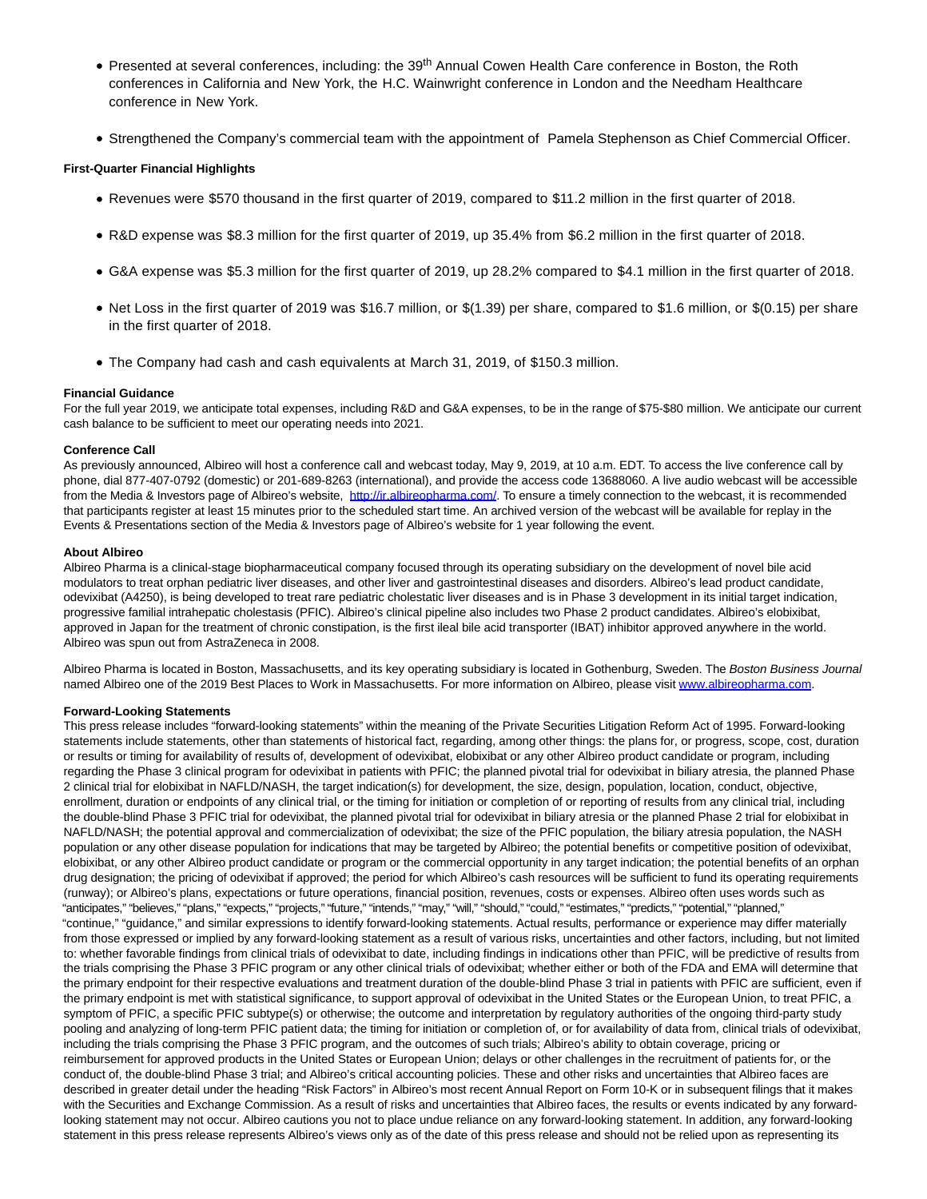- Presented at several conferences, including: the 39th Annual Cowen Health Care conference in Boston, the Roth conferences in California and New York, the H.C. Wainwright conference in London and the Needham Healthcare conference in New York.
- Strengthened the Company's commercial team with the appointment of Pamela Stephenson as Chief Commercial Officer.

**First-Quarter Financial Highlights**

- Revenues were $570 thousand in the first quarter of 2019, compared to $11.2 million in the first quarter of 2018.
- R&D expense was $8.3 million for the first quarter of 2019, up 35.4% from $6.2 million in the first quarter of 2018.
- G&A expense was $5.3 million for the first quarter of 2019, up 28.2% compared to $4.1 million in the first quarter of 2018.
- Net Loss in the first quarter of 2019 was $16.7 million, or $(1.39) per share, compared to $1.6 million, or $(0.15) per share in the first quarter of 2018.
- The Company had cash and cash equivalents at March 31, 2019, of $150.3 million.

**Financial Guidance**

For the full year 2019, we anticipate total expenses, including R&D and G&A expenses, to be in the range of $75-$80 million. We anticipate our current cash balance to be sufficient to meet our operating needs into 2021.

**Conference Call**

As previously announced, Albireo will host a conference call and webcast today, May 9, 2019, at 10 a.m. EDT. To access the live conference call by phone, dial 877-407-0792 (domestic) or 201-689-8263 (international), and provide the access code 13688060. A live audio webcast will be accessible from the Media & Investors page of Albireo's website, http://ir.albireopharma.com/. To ensure a timely connection to the webcast, it is recommended that participants register at least 15 minutes prior to the scheduled start time. An archived version of the webcast will be available for replay in the Events & Presentations section of the Media & Investors page of Albireo's website for 1 year following the event.

**About Albireo**

Albireo Pharma is a clinical-stage biopharmaceutical company focused through its operating subsidiary on the development of novel bile acid modulators to treat orphan pediatric liver diseases, and other liver and gastrointestinal diseases and disorders. Albireo's lead product candidate, odevixibat (A4250), is being developed to treat rare pediatric cholestatic liver diseases and is in Phase 3 development in its initial target indication, progressive familial intrahepatic cholestasis (PFIC). Albireo's clinical pipeline also includes two Phase 2 product candidates. Albireo's elobixibat, approved in Japan for the treatment of chronic constipation, is the first ileal bile acid transporter (IBAT) inhibitor approved anywhere in the world. Albireo was spun out from AstraZeneca in 2008.

Albireo Pharma is located in Boston, Massachusetts, and its key operating subsidiary is located in Gothenburg, Sweden. The *Boston Business Journal* named Albireo one of the 2019 Best Places to Work in Massachusetts. For more information on Albireo, please visit www.albireopharma.com.

**Forward-Looking Statements**

This press release includes "forward-looking statements" within the meaning of the Private Securities Litigation Reform Act of 1995. Forward-looking statements include statements, other than statements of historical fact, regarding, among other things: the plans for, or progress, scope, cost, duration or results or timing for availability of results of, development of odevixibat, elobixibat or any other Albireo product candidate or program, including regarding the Phase 3 clinical program for odevixibat in patients with PFIC; the planned pivotal trial for odevixibat in biliary atresia, the planned Phase 2 clinical trial for elobixibat in NAFLD/NASH, the target indication(s) for development, the size, design, population, location, conduct, objective, enrollment, duration or endpoints of any clinical trial, or the timing for initiation or completion of or reporting of results from any clinical trial, including the double-blind Phase 3 PFIC trial for odevixibat, the planned pivotal trial for odevixibat in biliary atresia or the planned Phase 2 trial for elobixibat in NAFLD/NASH; the potential approval and commercialization of odevixibat; the size of the PFIC population, the biliary atresia population, the NASH population or any other disease population for indications that may be targeted by Albireo; the potential benefits or competitive position of odevixibat, elobixibat, or any other Albireo product candidate or program or the commercial opportunity in any target indication; the potential benefits of an orphan drug designation; the pricing of odevixibat if approved; the period for which Albireo's cash resources will be sufficient to fund its operating requirements (runway); or Albireo's plans, expectations or future operations, financial position, revenues, costs or expenses. Albireo often uses words such as "anticipates," "believes," "plans," "expects," "projects," "future," "intends," "may," "will," "should," "could," "estimates," "predicts," "potential," "planned," "continue," "guidance," and similar expressions to identify forward-looking statements. Actual results, performance or experience may differ materially from those expressed or implied by any forward-looking statement as a result of various risks, uncertainties and other factors, including, but not limited to: whether favorable findings from clinical trials of odevixibat to date, including findings in indications other than PFIC, will be predictive of results from the trials comprising the Phase 3 PFIC program or any other clinical trials of odevixibat; whether either or both of the FDA and EMA will determine that the primary endpoint for their respective evaluations and treatment duration of the double-blind Phase 3 trial in patients with PFIC are sufficient, even if the primary endpoint is met with statistical significance, to support approval of odevixibat in the United States or the European Union, to treat PFIC, a symptom of PFIC, a specific PFIC subtype(s) or otherwise; the outcome and interpretation by regulatory authorities of the ongoing third-party study pooling and analyzing of long-term PFIC patient data; the timing for initiation or completion of, or for availability of data from, clinical trials of odevixibat, including the trials comprising the Phase 3 PFIC program, and the outcomes of such trials; Albireo's ability to obtain coverage, pricing or reimbursement for approved products in the United States or European Union; delays or other challenges in the recruitment of patients for, or the conduct of, the double-blind Phase 3 trial; and Albireo's critical accounting policies. These and other risks and uncertainties that Albireo faces are described in greater detail under the heading "Risk Factors" in Albireo's most recent Annual Report on Form 10-K or in subsequent filings that it makes with the Securities and Exchange Commission. As a result of risks and uncertainties that Albireo faces, the results or events indicated by any forward-looking statement may not occur. Albireo cautions you not to place undue reliance on any forward-looking statement. In addition, any forward-looking statement in this press release represents Albireo's views only as of the date of this press release and should not be relied upon as representing its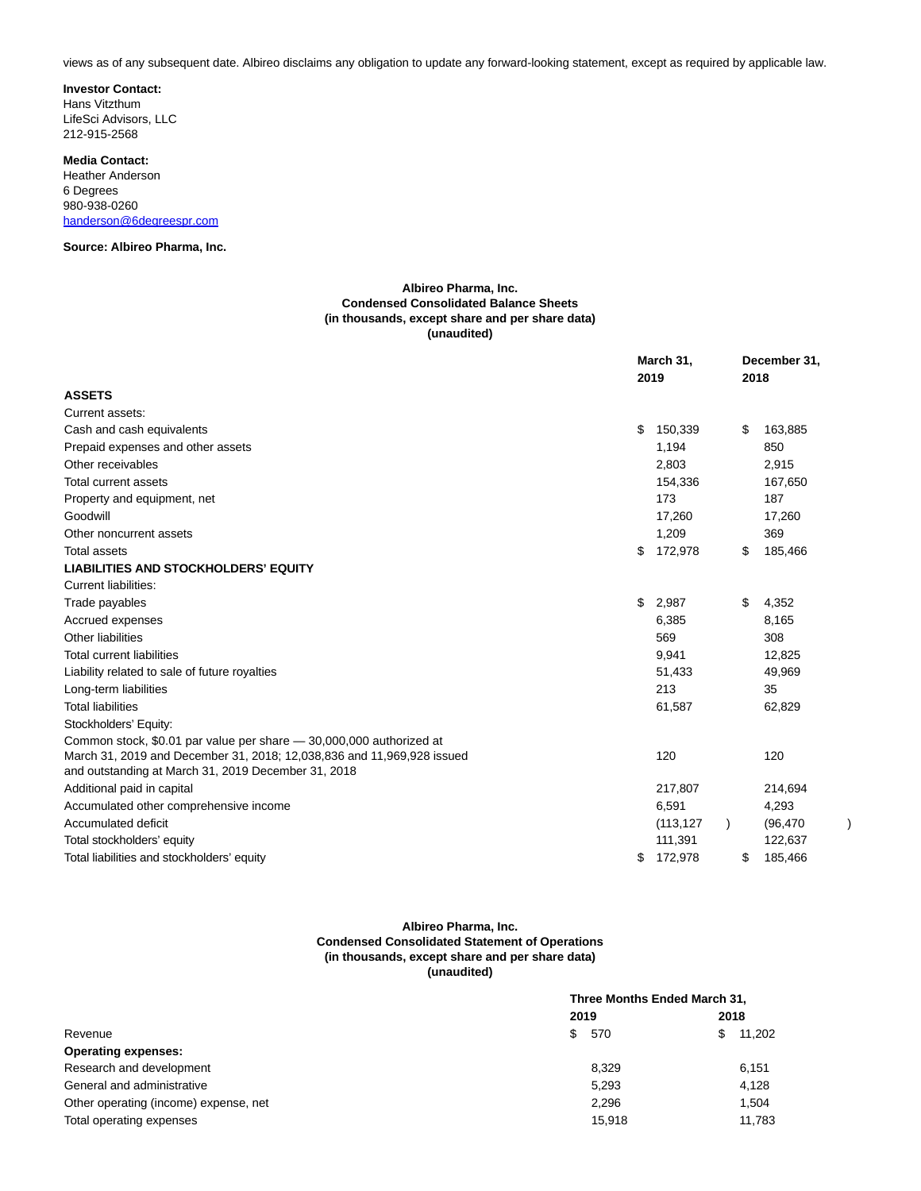views as of any subsequent date. Albireo disclaims any obligation to update any forward-looking statement, except as required by applicable law.

**Investor Contact:**
Hans Vitzthum
LifeSci Advisors, LLC
212-915-2568

**Media Contact:**
Heather Anderson
6 Degrees
980-938-0260
handerson@6degreespr.com

**Source: Albireo Pharma, Inc.**

**Albireo Pharma, Inc.**
**Condensed Consolidated Balance Sheets**
**(in thousands, except share and per share data)**
**(unaudited)**

| | March 31, 2019 | December 31, 2018 |
|---|---|---|
| **ASSETS** | | |
| Current assets: | | |
| Cash and cash equivalents | $ 150,339 | $ 163,885 |
| Prepaid expenses and other assets | 1,194 | 850 |
| Other receivables | 2,803 | 2,915 |
| Total current assets | 154,336 | 167,650 |
| Property and equipment, net | 173 | 187 |
| Goodwill | 17,260 | 17,260 |
| Other noncurrent assets | 1,209 | 369 |
| Total assets | $ 172,978 | $ 185,466 |
| **LIABILITIES AND STOCKHOLDERS' EQUITY** | | |
| Current liabilities: | | |
| Trade payables | $ 2,987 | $ 4,352 |
| Accrued expenses | 6,385 | 8,165 |
| Other liabilities | 569 | 308 |
| Total current liabilities | 9,941 | 12,825 |
| Liability related to sale of future royalties | 51,433 | 49,969 |
| Long-term liabilities | 213 | 35 |
| Total liabilities | 61,587 | 62,829 |
| Stockholders' Equity: | | |
| Common stock, $0.01 par value per share — 30,000,000 authorized at March 31, 2019 and December 31, 2018; 12,038,836 and 11,969,928 issued and outstanding at March 31, 2019 December 31, 2018 | 120 | 120 |
| Additional paid in capital | 217,807 | 214,694 |
| Accumulated other comprehensive income | 6,591 | 4,293 |
| Accumulated deficit | (113,127) | (96,470) |
| Total stockholders' equity | 111,391 | 122,637 |
| Total liabilities and stockholders' equity | $ 172,978 | $ 185,466 |

**Albireo Pharma, Inc.**
**Condensed Consolidated Statement of Operations**
**(in thousands, except share and per share data)**
**(unaudited)**

| | Three Months Ended March 31, | |
|---|---|---|
| | 2019 | 2018 |
| Revenue | $ 570 | $ 11,202 |
| **Operating expenses:** | | |
| Research and development | 8,329 | 6,151 |
| General and administrative | 5,293 | 4,128 |
| Other operating (income) expense, net | 2,296 | 1,504 |
| Total operating expenses | 15,918 | 11,783 |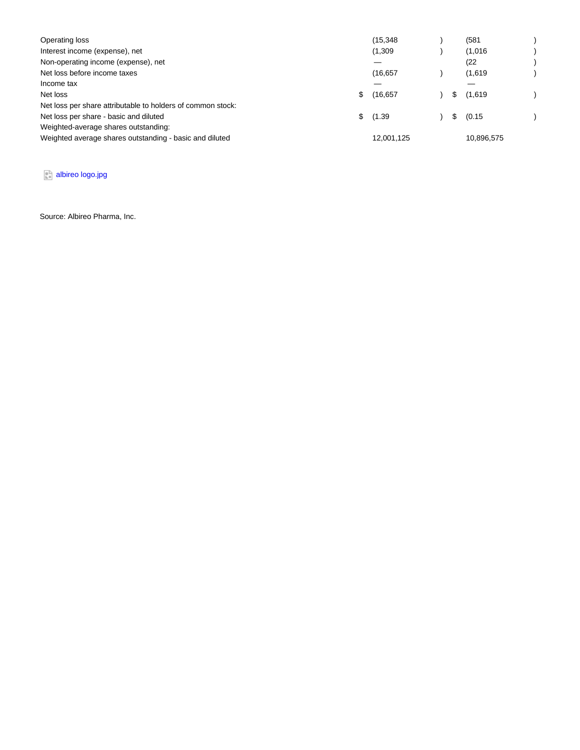| | | |
|---|---|---|
| Operating loss | (15,348) | (581) |
| Interest income (expense), net | (1,309) | (1,016) |
| Non-operating income (expense), net | — | (22) |
| Net loss before income taxes | (16,657) | (1,619) |
| Income tax | — | — |
| Net loss | $ (16,657) | $ (1,619) |
| Net loss per share attributable to holders of common stock: | | |
| Net loss per share - basic and diluted | $ (1.39) | $ (0.15) |
| Weighted-average shares outstanding: | | |
| Weighted average shares outstanding - basic and diluted | 12,001,125 | 10,896,575 |

albireo logo.jpg

Source: Albireo Pharma, Inc.